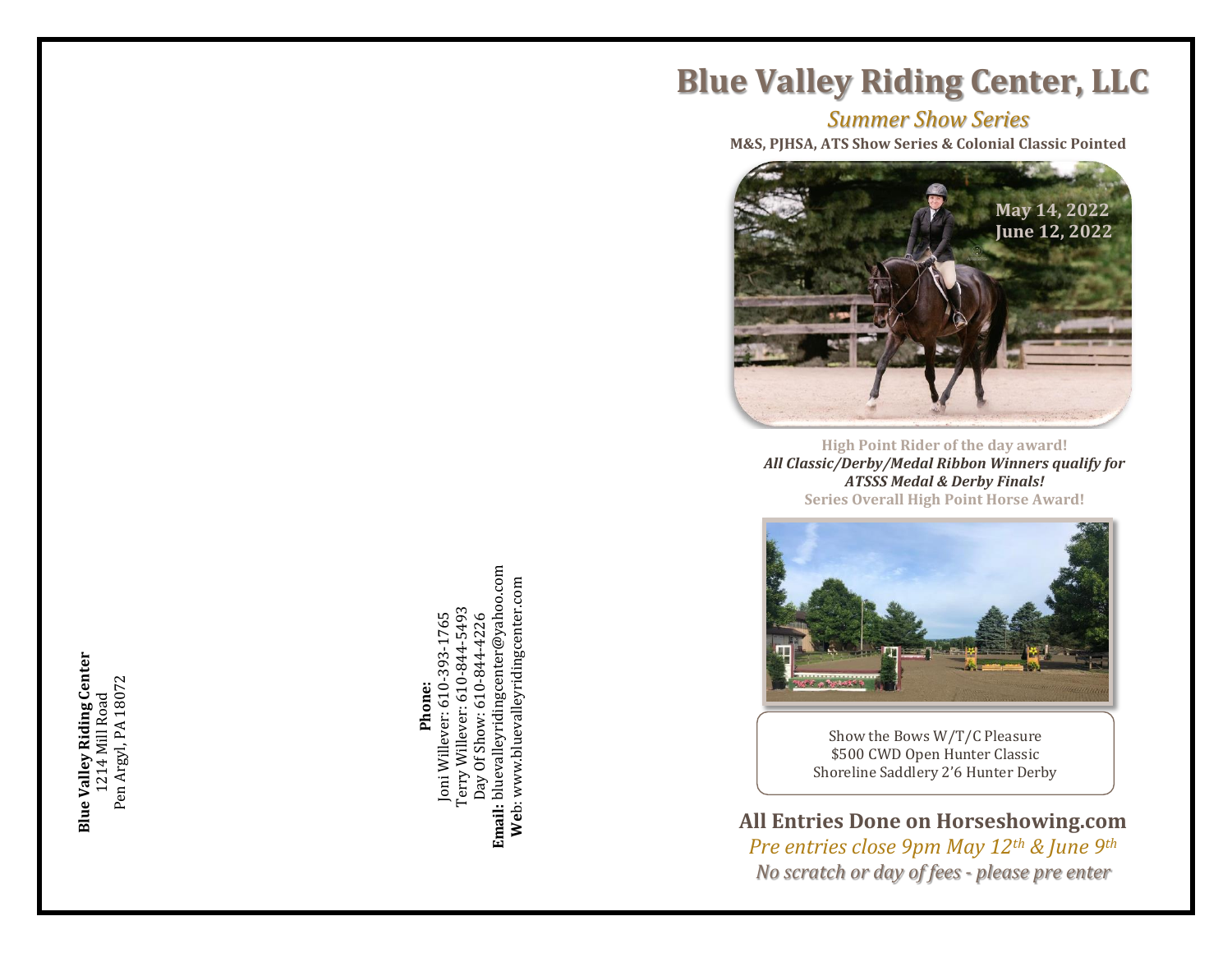**Blue Valley Riding Center**
1214 Mill Road
Pen Argyl, PA 18072

**Phone:**
Joni Willever: 610-393-1765
Terry Willever: 610-844-5493
Day Of Show: 610-844-4226
**Email:** bluevalleyridingcenter@yahoo.com
**Web**: www.bluevalleyridingcenter.com

# Blue Valley Riding Center, LLC

## *Summer Show Series*

**M&S, PJHSA, ATS Show Series & Colonial Classic Pointed**

**May 14, 2022**
**June 12, 2022**

**High Point Rider of the day award!**
***All Classic/Derby/Medal Ribbon Winners qualify for ATSSS Medal & Derby Finals!***
**Series Overall High Point Horse Award!**

Show the Bows W/T/C Pleasure
$500 CWD Open Hunter Classic
Shoreline Saddlery 2'6 Hunter Derby

**All Entries Done on Horseshowing.com**

*Pre entries close 9pm May 12th & June 9th*

*No scratch or day of fees - please pre enter*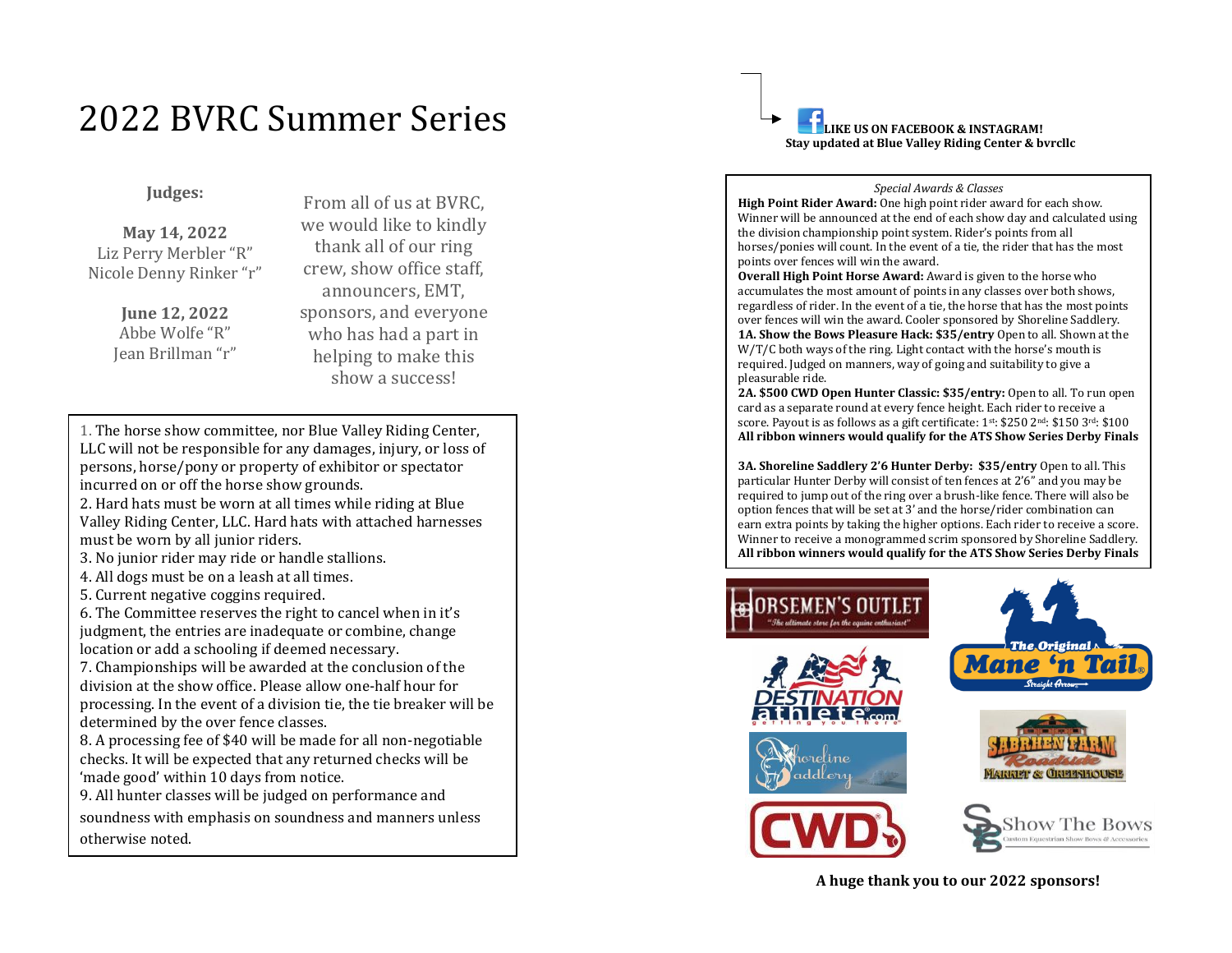# 2022 BVRC Summer Series

**Judges:**

**May 14, 2022**
Liz Perry Merbler "R"
Nicole Denny Rinker "r"

**June 12, 2022**
Abbe Wolfe "R"
Jean Brillman "r"

From all of us at BVRC, we would like to kindly thank all of our ring crew, show office staff, announcers, EMT, sponsors, and everyone who has had a part in helping to make this show a success!

1. The horse show committee, nor Blue Valley Riding Center, LLC will not be responsible for any damages, injury, or loss of persons, horse/pony or property of exhibitor or spectator incurred on or off the horse show grounds.
2. Hard hats must be worn at all times while riding at Blue Valley Riding Center, LLC. Hard hats with attached harnesses must be worn by all junior riders.
3. No junior rider may ride or handle stallions.
4. All dogs must be on a leash at all times.
5. Current negative coggins required.
6. The Committee reserves the right to cancel when in it's judgment, the entries are inadequate or combine, change location or add a schooling if deemed necessary.
7. Championships will be awarded at the conclusion of the division at the show office. Please allow one-half hour for processing. In the event of a division tie, the tie breaker will be determined by the over fence classes.
8. A processing fee of $40 will be made for all non-negotiable checks. It will be expected that any returned checks will be 'made good' within 10 days from notice.
9. All hunter classes will be judged on performance and soundness with emphasis on soundness and manners unless otherwise noted.

**LIKE US ON FACEBOOK & INSTAGRAM!**
**Stay updated at Blue Valley Riding Center & bvrcllc**

*Special Awards & Classes*

**High Point Rider Award:** One high point rider award for each show. Winner will be announced at the end of each show day and calculated using the division championship point system. Rider's points from all horses/ponies will count. In the event of a tie, the rider that has the most points over fences will win the award.

**Overall High Point Horse Award:** Award is given to the horse who accumulates the most amount of points in any classes over both shows, regardless of rider. In the event of a tie, the horse that has the most points over fences will win the award. Cooler sponsored by Shoreline Saddlery.

**1A. Show the Bows Pleasure Hack: $35/entry** Open to all. Shown at the W/T/C both ways of the ring. Light contact with the horse's mouth is required. Judged on manners, way of going and suitability to give a pleasurable ride.

**2A. $500 CWD Open Hunter Classic: $35/entry:** Open to all. To run open card as a separate round at every fence height. Each rider to receive a score. Payout is as follows as a gift certificate: 1st: $250 2nd: $150 3rd: $100
**All ribbon winners would qualify for the ATS Show Series Derby Finals**

**3A. Shoreline Saddlery 2'6 Hunter Derby: $35/entry** Open to all. This particular Hunter Derby will consist of ten fences at 2'6" and you may be required to jump out of the ring over a brush-like fence. There will also be option fences that will be set at 3' and the horse/rider combination can earn extra points by taking the higher options. Each rider to receive a score. Winner to receive a monogrammed scrim sponsored by Shoreline Saddlery.
**All ribbon winners would qualify for the ATS Show Series Derby Finals**

**A huge thank you to our 2022 sponsors!**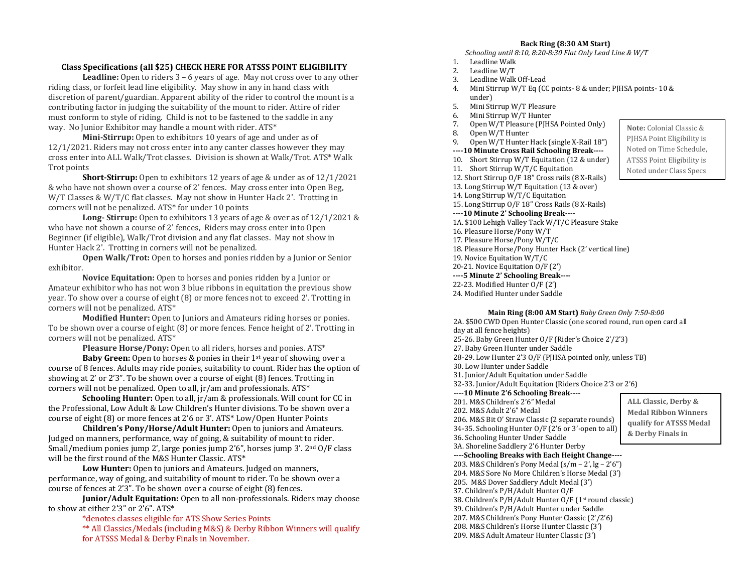### Class Specifications (all $25) CHECK HERE FOR ATSSS POINT ELIGIBILITY

**Leadline:** Open to riders 3 – 6 years of age. May not cross over to any other riding class, or forfeit lead line eligibility. May show in any in hand class with discretion of parent/guardian. Apparent ability of the rider to control the mount is a contributing factor in judging the suitability of the mount to rider. Attire of rider must conform to style of riding. Child is not to be fastened to the saddle in any way. No Junior Exhibitor may handle a mount with rider. ATS*

**Mini-Stirrup:** Open to exhibitors 10 years of age and under as of 12/1/2021. Riders may not cross enter into any canter classes however they may cross enter into ALL Walk/Trot classes. Division is shown at Walk/Trot. ATS* Walk Trot points

**Short-Stirrup:** Open to exhibitors 12 years of age & under as of 12/1/2021 & who have not shown over a course of 2' fences. May cross enter into Open Beg, W/T Classes & W/T/C flat classes. May not show in Hunter Hack 2'. Trotting in corners will not be penalized. ATS* for under 10 points

**Long- Stirrup:** Open to exhibitors 13 years of age & over as of 12/1/2021 & who have not shown a course of 2' fences, Riders may cross enter into Open Beginner (if eligible), Walk/Trot division and any flat classes. May not show in Hunter Hack 2'. Trotting in corners will not be penalized.

**Open Walk/Trot:** Open to horses and ponies ridden by a Junior or Senior exhibitor.

**Novice Equitation:** Open to horses and ponies ridden by a Junior or Amateur exhibitor who has not won 3 blue ribbons in equitation the previous show year. To show over a course of eight (8) or more fences not to exceed 2'. Trotting in corners will not be penalized. ATS*

**Modified Hunter:** Open to Juniors and Amateurs riding horses or ponies. To be shown over a course of eight (8) or more fences. Fence height of 2'. Trotting in corners will not be penalized. ATS*

**Pleasure Horse/Pony:** Open to all riders, horses and ponies. ATS*

**Baby Green:** Open to horses & ponies in their 1st year of showing over a course of 8 fences. Adults may ride ponies, suitability to count. Rider has the option of showing at 2' or 2'3". To be shown over a course of eight (8) fences. Trotting in corners will not be penalized. Open to all, jr/am and professionals. ATS*

**Schooling Hunter:** Open to all, jr/am & professionals. Will count for CC in the Professional, Low Adult & Low Children's Hunter divisions. To be shown over a course of eight (8) or more fences at 2'6 or 3'. ATS* Low/Open Hunter Points

**Children's Pony/Horse/Adult Hunter:** Open to juniors and Amateurs. Judged on manners, performance, way of going, & suitability of mount to rider. Small/medium ponies jump 2', large ponies jump 2'6", horses jump 3'. 2nd O/F class will be the first round of the M&S Hunter Classic. ATS*

**Low Hunter:** Open to juniors and Amateurs. Judged on manners, performance, way of going, and suitability of mount to rider. To be shown over a course of fences at 2'3". To be shown over a course of eight (8) fences.

**Junior/Adult Equitation:** Open to all non-professionals. Riders may choose to show at either 2'3" or 2'6". ATS*

*denotes classes eligible for ATS Show Series Points

** All Classics/Medals (including M&S) & Derby Ribbon Winners will qualify for ATSSS Medal & Derby Finals in November.

### Back Ring (8:30 AM Start)

*Schooling until 8:10, 8:20-8:30 Flat Only Lead Line & W/T*

1. Leadline Walk
2. Leadline W/T
3. Leadline Walk Off-Lead
4. Mini Stirrup W/T Eq (CC points- 8 & under; PJHSA points- 10 & under)
5. Mini Stirrup W/T Pleasure
6. Mini Stirrup W/T Hunter
7. Open W/T Pleasure (PJHSA Pointed Only)
8. Open W/T Hunter
9. Open W/T Hunter Hack (single X-Rail 18")

**----10 Minute Cross Rail Schooling Break----**

10. Short Stirrup W/T Equitation (12 & under)
11. Short Stirrup W/T/C Equitation
12. Short Stirrup O/F 18" Cross rails (8 X-Rails)
13. Long Stirrup W/T Equitation (13 & over)
14. Long Stirrup W/T/C Equitation
15. Long Stirrup O/F 18" Cross Rails (8 X-Rails)

**----10 Minute 2' Schooling Break----**

1A. $100 Lehigh Valley Tack W/T/C Pleasure Stake
16. Pleasure Horse/Pony W/T
17. Pleasure Horse/Pony W/T/C
18. Pleasure Horse/Pony Hunter Hack (2' vertical line)
19. Novice Equitation W/T/C
20-21. Novice Equitation O/F (2')

**----5 Minute 2' Schooling Break----**

22-23. Modified Hunter O/F (2')
24. Modified Hunter under Saddle

**Note:** Colonial Classic & PJHSA Point Eligibility is Noted on Time Schedule, ATSSS Point Eligibility is Noted under Class Specs

### Main Ring (8:00 AM Start) *Baby Green Only 7:50-8:00*

2A. $500 CWD Open Hunter Classic (one scored round, run open card all day at all fence heights)
25-26. Baby Green Hunter O/F (Rider's Choice 2'/2'3)
27. Baby Green Hunter under Saddle
28-29. Low Hunter 2'3 O/F (PJHSA pointed only, unless TB)
30. Low Hunter under Saddle
31. Junior/Adult Equitation under Saddle
32-33. Junior/Adult Equitation (Riders Choice 2'3 or 2'6)

**----10 Minute 2'6 Schooling Break----**

201. M&S Children's 2'6" Medal
202. M&S Adult 2'6" Medal
206. M&S Bit O' Straw Classic (2 separate rounds)
34-35. Schooling Hunter O/F (2'6 or 3'-open to all)
36. Schooling Hunter Under Saddle
3A. Shoreline Saddlery 2'6 Hunter Derby

**----Schooling Breaks with Each Height Change----**

203. M&S Children's Pony Medal (s/m – 2', lg – 2'6")
204. M&S Sore No More Children's Horse Medal (3')
205. M&S Dover Saddlery Adult Medal (3')
37. Children's P/H/Adult Hunter O/F
38. Children's P/H/Adult Hunter O/F (1st round classic)
39. Children's P/H/Adult Hunter under Saddle
207. M&S Children's Pony Hunter Classic (2'/2'6)
208. M&S Children's Horse Hunter Classic (3')
209. M&S Adult Amateur Hunter Classic (3')

**ALL Classic, Derby & Medal Ribbon Winners qualify for ATSSS Medal & Derby Finals in**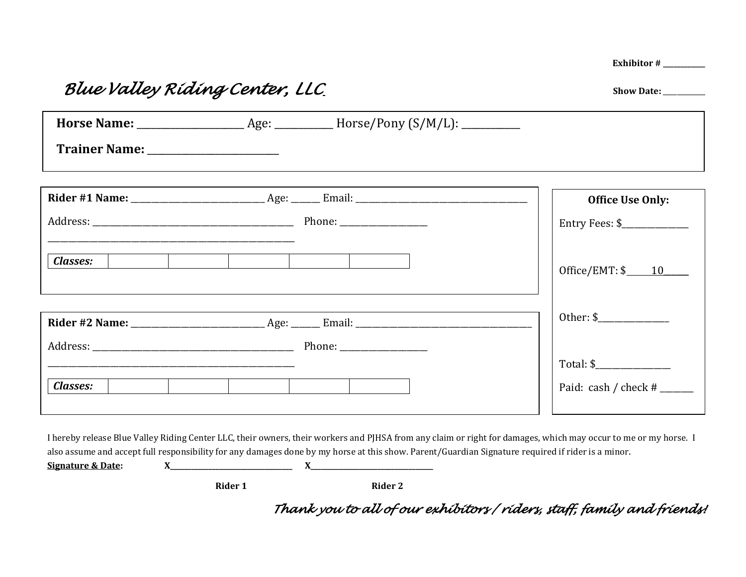Exhibitor # ___________

# *Blue Valley Riding Center, LLC*

Show Date: ___________

**Horse Name:** ______________________ Age: ____________ Horse/Pony (S/M/L): ____________

**Trainer Name:** ___________________________

**Rider #1 Name:** _______________________________ Age: ______ Email: __________________________________________

Address: ______________________________________________ Phone: ____________________

__________________________________________________________

| ***Classes:*** | | | | | |
|---|---|---|---|---|---|

**Rider #2 Name:** _______________________________ Age: ______ Email: __________________________________________

Address: ______________________________________________ Phone: ____________________

__________________________________________________________

| ***Classes:*** | | | | | |
|---|---|---|---|---|---|

**Office Use Only:**

Entry Fees: $_______________

Office/EMT: $______10______

Other: $________________

Total: $________________

Paid: cash / check # _______

I hereby release Blue Valley Riding Center LLC, their owners, their workers and PJHSA from any claim or right for damages, which may occur to me or my horse. I also assume and accept full responsibility for any damages done by my horse at this show. Parent/Guardian Signature required if rider is a minor.

**Signature & Date:** X__________________________________ X__________________________________

**Rider 1** **Rider 2**

*Thank you to all of our exhibitors / riders, staff, family and friends!*